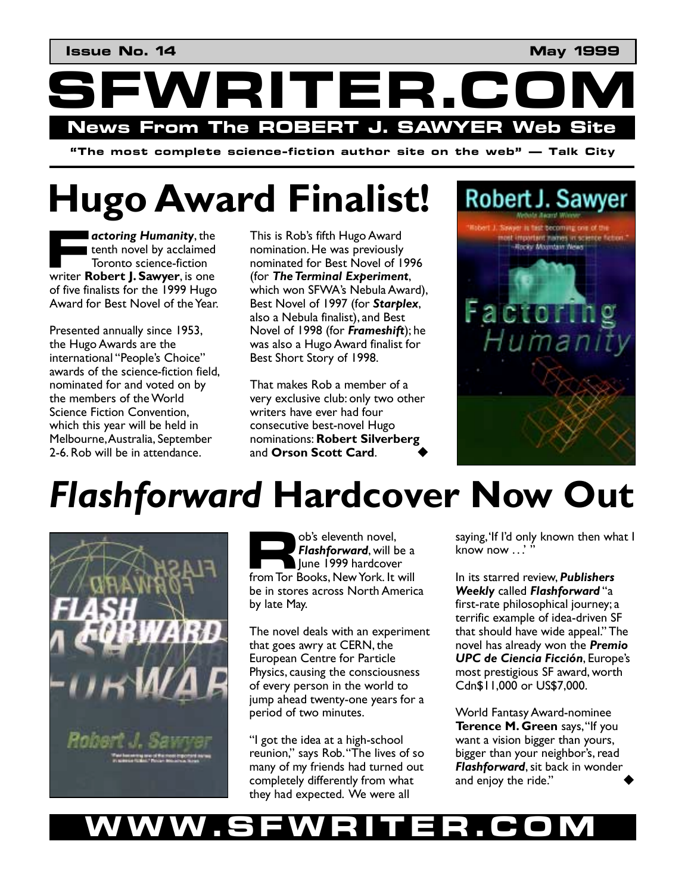Issue No. 14 May 1999

# SFWRITER.COM

**News From The ROBERT J. SAWYER Web Site**

**"The most complete science-fiction author site on the web" — Talk City**

# Hugo Award Finalist!

***Factoring Humanity***, the tenth novel by acclaimed Toronto science-fiction writer **Robert J. Sawyer**, is one of five finalists for the 1999 Hugo Award for Best Novel of the Year.

Presented annually since 1953, the Hugo Awards are the international "People's Choice" awards of the science-fiction field, nominated for and voted on by the members of the World Science Fiction Convention, which this year will be held in Melbourne, Australia, September 2-6. Rob will be in attendance.

This is Rob's fifth Hugo Award nomination. He was previously nominated for Best Novel of 1996 (for ***The Terminal Experiment***, which won SFWA's Nebula Award), Best Novel of 1997 (for ***Starplex***, also a Nebula finalist), and Best Novel of 1998 (for ***Frameshift***); he was also a Hugo Award finalist for Best Short Story of 1998.

That makes Rob a member of a very exclusive club: only two other writers have ever had four consecutive best-novel Hugo nominations: **Robert Silverberg** and **Orson Scott Card**. ◆

# *Flashforward* Hardcover Now Out

Rob's eleventh novel, ***Flashforward***, will be a June 1999 hardcover from Tor Books, New York. It will be in stores across North America by late May.

The novel deals with an experiment that goes awry at CERN, the European Centre for Particle Physics, causing the consciousness of every person in the world to jump ahead twenty-one years for a period of two minutes.

"I got the idea at a high-school reunion," says Rob. "The lives of so many of my friends had turned out completely differently from what they had expected. We were all saying, 'If I'd only known then what I know now . . .' "

In its starred review, ***Publishers Weekly*** called ***Flashforward*** "a first-rate philosophical journey; a terrific example of idea-driven SF that should have wide appeal." The novel has already won the ***Premio UPC de Ciencia Ficción***, Europe's most prestigious SF award, worth Cdn$11,000 or US$7,000.

World Fantasy Award-nominee **Terence M. Green** says, "If you want a vision bigger than yours, bigger than your neighbor's, read ***Flashforward***, sit back in wonder and enjoy the ride." ◆

**WWW.SFWRITER.COM**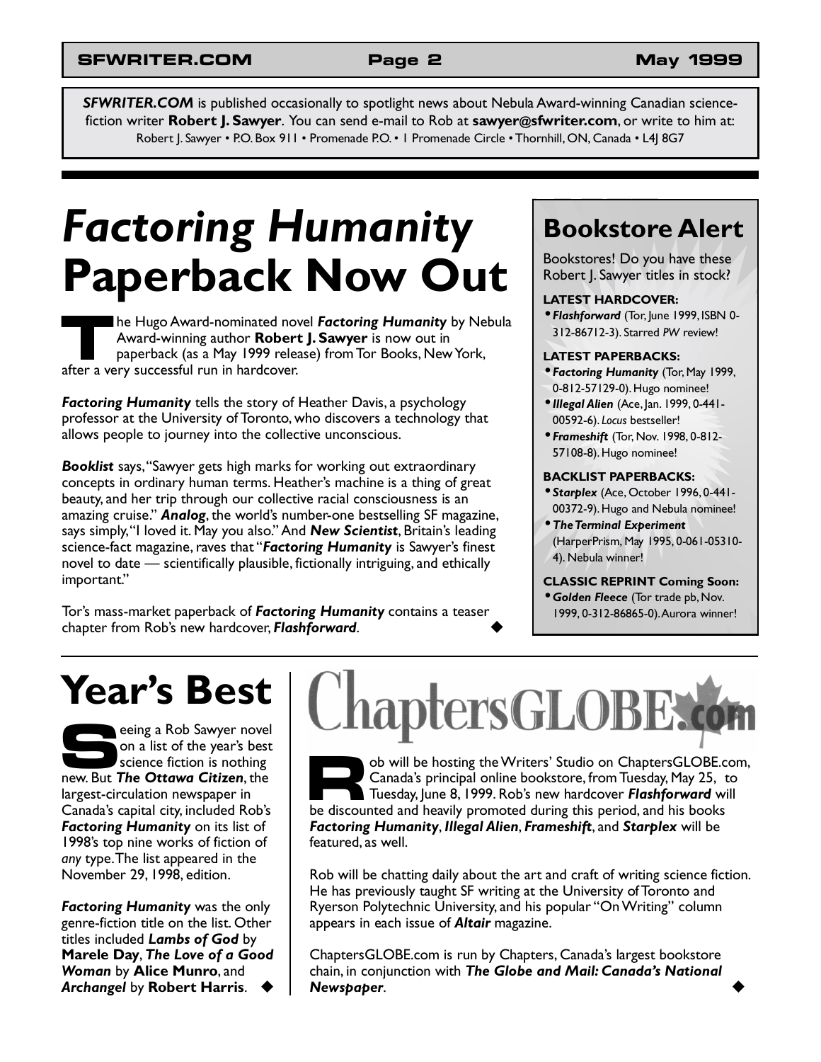***SFWRITER.COM*** is published occasionally to spotlight news about Nebula Award-winning Canadian science-fiction writer **Robert J. Sawyer**. You can send e-mail to Rob at **sawyer@sfwriter.com**, or write to him at:
Robert J. Sawyer • P.O. Box 911 • Promenade P.O. • 1 Promenade Circle • Thornhill, ON, Canada • L4J 8G7

# *Factoring Humanity* Paperback Now Out

The Hugo Award-nominated novel ***Factoring Humanity*** by Nebula Award-winning author **Robert J. Sawyer** is now out in paperback (as a May 1999 release) from Tor Books, New York, after a very successful run in hardcover.

***Factoring Humanity*** tells the story of Heather Davis, a psychology professor at the University of Toronto, who discovers a technology that allows people to journey into the collective unconscious.

***Booklist*** says, "Sawyer gets high marks for working out extraordinary concepts in ordinary human terms. Heather's machine is a thing of great beauty, and her trip through our collective racial consciousness is an amazing cruise." ***Analog***, the world's number-one bestselling SF magazine, says simply, "I loved it. May you also." And ***New Scientist***, Britain's leading science-fact magazine, raves that "***Factoring Humanity*** is Sawyer's finest novel to date — scientifically plausible, fictionally intriguing, and ethically important."

Tor's mass-market paperback of ***Factoring Humanity*** contains a teaser chapter from Rob's new hardcover, ***Flashforward***. ◆

## Bookstore Alert

Bookstores! Do you have these Robert J. Sawyer titles in stock?

**LATEST HARDCOVER:**

- ***Flashforward*** (Tor, June 1999, ISBN 0-312-86712-3). Starred *PW* review!

**LATEST PAPERBACKS:**

- ***Factoring Humanity*** (Tor, May 1999, 0-812-57129-0). Hugo nominee!
- ***Illegal Alien*** (Ace, Jan. 1999, 0-441-00592-6). *Locus* bestseller!
- ***Frameshift*** (Tor, Nov. 1998, 0-812-57108-8). Hugo nominee!

**BACKLIST PAPERBACKS:**

- ***Starplex*** (Ace, October 1996, 0-441-00372-9). Hugo and Nebula nominee!
- ***The Terminal Experiment*** (HarperPrism, May 1995, 0-061-05310-4). Nebula winner!

**CLASSIC REPRINT Coming Soon:**

- ***Golden Fleece*** (Tor trade pb, Nov. 1999, 0-312-86865-0). Aurora winner!

# Year's Best

Seeing a Rob Sawyer novel on a list of the year's best science fiction is nothing new. But ***The Ottawa Citizen***, the largest-circulation newspaper in Canada's capital city, included Rob's ***Factoring Humanity*** on its list of 1998's top nine works of fiction of *any* type. The list appeared in the November 29, 1998, edition.

***Factoring Humanity*** was the only genre-fiction title on the list. Other titles included ***Lambs of God*** by **Marele Day**, ***The Love of a Good Woman*** by **Alice Munro**, and ***Archangel*** by **Robert Harris**. ◆

# ChaptersGLOBE.com

Rob will be hosting the Writers' Studio on ChaptersGLOBE.com, Canada's principal online bookstore, from Tuesday, May 25, to Tuesday, June 8, 1999. Rob's new hardcover ***Flashforward*** will be discounted and heavily promoted during this period, and his books ***Factoring Humanity***, ***Illegal Alien***, ***Frameshift***, and ***Starplex*** will be featured, as well.

Rob will be chatting daily about the art and craft of writing science fiction. He has previously taught SF writing at the University of Toronto and Ryerson Polytechnic University, and his popular "On Writing" column appears in each issue of ***Altair*** magazine.

ChaptersGLOBE.com is run by Chapters, Canada's largest bookstore chain, in conjunction with ***The Globe and Mail: Canada's National Newspaper***. ◆